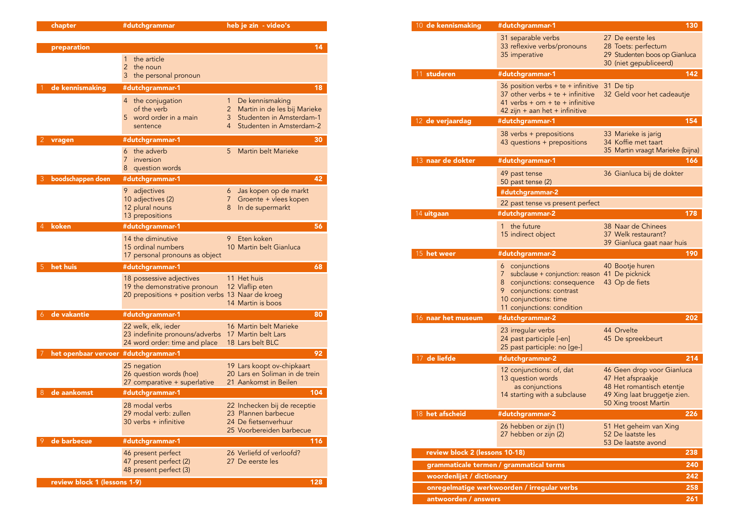| chapter | #dutchgrammar | heb je zin - video's | |
|---|---|---|---|
| **preparation** | | | 14 |
| | 1 the article<br>2 the noun<br>3 the personal pronoun | | |
| 1 **de kennismaking** | #dutchgrammar-1 | | 18 |
| | 4 the conjugation of the verb<br>5 word order in a main sentence | 1 De kennismaking<br>2 Martin in de les bij Marieke<br>3 Studenten in Amsterdam-1<br>4 Studenten in Amsterdam-2 | |
| 2 **vragen** | #dutchgrammar-1 | | 30 |
| | 6 the adverb<br>7 inversion<br>8 question words | 5 Martin belt Marieke | |
| 3 **boodschappen doen** | #dutchgrammar-1 | | 42 |
| | 9 adjectives<br>10 adjectives (2)<br>12 plural nouns<br>13 prepositions | 6 Jas kopen op de markt<br>7 Groente + vlees kopen<br>8 In de supermarkt | |
| 4 **koken** | #dutchgrammar-1 | | 56 |
| | 14 the diminutive<br>15 ordinal numbers<br>17 personal pronouns as object | 9 Eten koken<br>10 Martin belt Gianluca | |
| 5 **het huis** | #dutchgrammar-1 | | 68 |
| | 18 possessive adjectives<br>19 the demonstrative pronoun<br>20 prepositions + position verbs | 11 Het huis<br>12 Vlaflip eten<br>13 Naar de kroeg<br>14 Martin is boos | |
| 6 **de vakantie** | #dutchgrammar-1 | | 80 |
| | 22 welk, elk, ieder<br>23 indefinite pronouns/adverbs<br>24 word order: time and place | 16 Martin belt Marieke<br>17 Martin belt Lars<br>18 Lars belt BLC | |
| 7 **het openbaar vervoer** | #dutchgrammar-1 | | 92 |
| | 25 negation<br>26 question words (hoe)<br>27 comparative + superlative | 19 Lars koopt ov-chipkaart<br>20 Lars en Soliman in de trein<br>21 Aankomst in Beilen | |
| 8 **de aankomst** | #dutchgrammar-1 | | 104 |
| | 28 modal verbs<br>29 modal verb: zullen<br>30 verbs + infinitive | 22 Inchecken bij de receptie<br>23 Plannen barbecue<br>24 De fietsenverhuur<br>25 Voorbereiden barbecue | |
| 9 **de barbecue** | #dutchgrammar-1 | | 116 |
| | 46 present perfect<br>47 present perfect (2)<br>48 present perfect (3) | 26 Verliefd of verloofd?<br>27 De eerste les | |
| **review block 1 (lessons 1-9)** | | | 128 |
| 10 **de kennismaking** | #dutchgrammar-1 | | 130 |
| | 31 separable verbs<br>33 reflexive verbs/pronouns<br>35 imperative | 27 De eerste les<br>28 Toets: perfectum<br>29 Studenten boos op Gianluca<br>30 (niet gepubliceerd) | |
| 11 **studeren** | #dutchgrammar-1 | | 142 |
| | 36 position verbs + te + infinitive<br>37 other verbs + te + infinitive<br>41 verbs + om + te + infinitive<br>42 zijn + aan het + infinitive | 31 De tip<br>32 Geld voor het cadeautje | |
| 12 **de verjaardag** | #dutchgrammar-1 | | 154 |
| | 38 verbs + prepositions<br>43 questions + prepositions | 33 Marieke is jarig<br>34 Koffie met taart<br>35 Martin vraagt Marieke (bijna) | |
| 13 **naar de dokter** | #dutchgrammar-1 | | 166 |
| | 49 past tense<br>50 past tense (2) | 36 Gianluca bij de dokter | |
| | #dutchgrammar-2 | | |
| | 22 past tense vs present perfect | | |
| 14 **uitgaan** | #dutchgrammar-2 | | 178 |
| | 1 the future<br>15 indirect object | 38 Naar de Chinees<br>37 Welk restaurant?<br>39 Gianluca gaat naar huis | |
| 15 **het weer** | #dutchgrammar-2 | | 190 |
| | 6 conjunctions<br>7 subclause + conjunction: reason<br>8 conjunctions: consequence<br>9 conjunctions: contrast<br>10 conjunctions: time<br>11 conjunctions: condition | 40 Bootje huren<br>41 De picknick<br>43 Op de fiets | |
| 16 **naar het museum** | #dutchgrammar-2 | | 202 |
| | 23 irregular verbs<br>24 past participle [-en]<br>25 past participle: no [ge-] | 44 Orvelte<br>45 De spreekbeurt | |
| 17 **de liefde** | #dutchgrammar-2 | | 214 |
| | 12 conjunctions: of, dat<br>13 question words as conjunctions<br>14 starting with a subclause | 46 Geen drop voor Gianluca<br>47 Het afspraakje<br>48 Het romantisch etentje<br>49 Xing laat bruggetje zien.<br>50 Xing troost Martin | |
| 18 **het afscheid** | #dutchgrammar-2 | | 226 |
| | 26 hebben or zijn (1)<br>27 hebben or zijn (2) | 51 Het geheim van Xing<br>52 De laatste les<br>53 De laatste avond | |
| **review block 2 (lessons 10-18)** | | | 238 |
| **grammaticale termen / grammatical terms** | | | 240 |
| **woordenlijst / dictionary** | | | 242 |
| **onregelmatige werkwoorden / irregular verbs** | | | 258 |
| **antwoorden / answers** | | | 261 |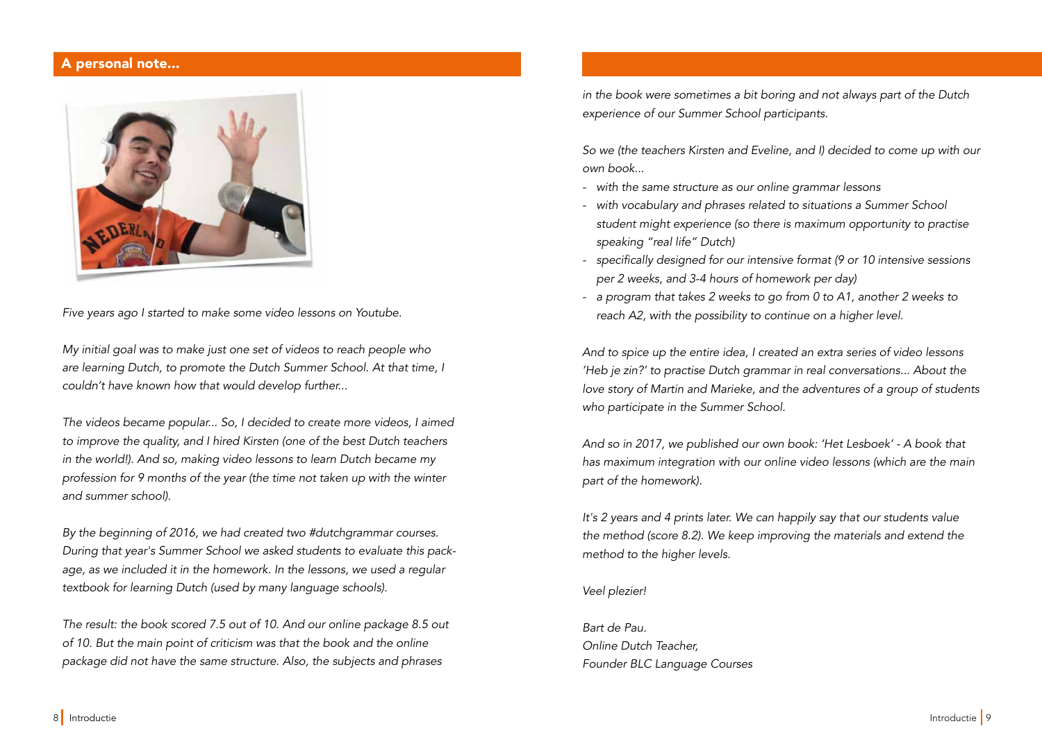## A personal note...

*Five years ago I started to make some video lessons on Youtube.*

*My initial goal was to make just one set of videos to reach people who are learning Dutch, to promote the Dutch Summer School. At that time, I couldn't have known how that would develop further...*

*The videos became popular... So, I decided to create more videos, I aimed to improve the quality, and I hired Kirsten (one of the best Dutch teachers in the world!). And so, making video lessons to learn Dutch became my profession for 9 months of the year (the time not taken up with the winter and summer school).*

*By the beginning of 2016, we had created two #dutchgrammar courses. During that year's Summer School we asked students to evaluate this package, as we included it in the homework. In the lessons, we used a regular textbook for learning Dutch (used by many language schools).*

*The result: the book scored 7.5 out of 10. And our online package 8.5 out of 10. But the main point of criticism was that the book and the online package did not have the same structure. Also, the subjects and phrases in the book were sometimes a bit boring and not always part of the Dutch experience of our Summer School participants.*

*So we (the teachers Kirsten and Eveline, and I) decided to come up with our own book...*

- *with the same structure as our online grammar lessons*
- *with vocabulary and phrases related to situations a Summer School student might experience (so there is maximum opportunity to practise speaking "real life" Dutch)*
- *specifically designed for our intensive format (9 or 10 intensive sessions per 2 weeks, and 3-4 hours of homework per day)*
- *a program that takes 2 weeks to go from 0 to A1, another 2 weeks to reach A2, with the possibility to continue on a higher level.*

*And to spice up the entire idea, I created an extra series of video lessons 'Heb je zin?' to practise Dutch grammar in real conversations... About the love story of Martin and Marieke, and the adventures of a group of students who participate in the Summer School.*

*And so in 2017, we published our own book: 'Het Lesboek' - A book that has maximum integration with our online video lessons (which are the main part of the homework).*

*It's 2 years and 4 prints later. We can happily say that our students value the method (score 8.2). We keep improving the materials and extend the method to the higher levels.*

*Veel plezier!*

*Bart de Pau.*
*Online Dutch Teacher,*
*Founder BLC Language Courses*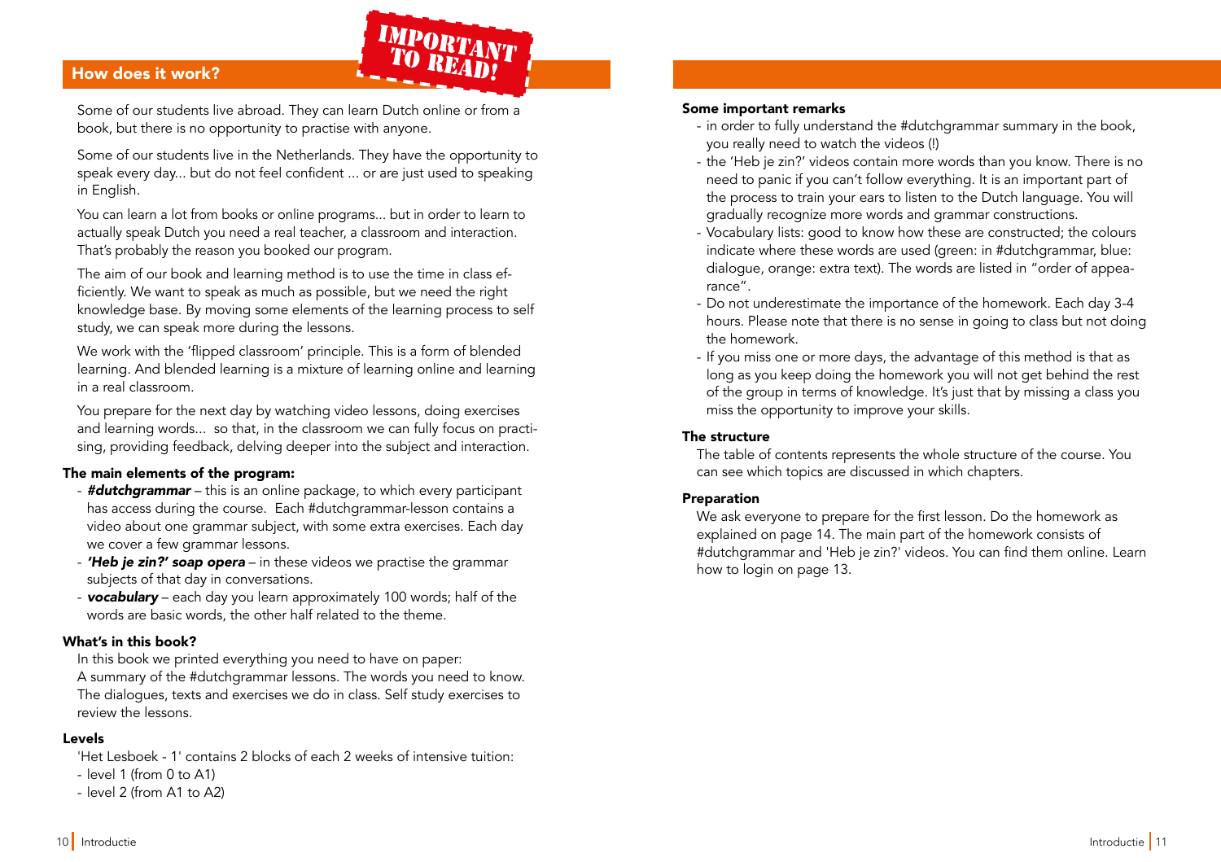## How does it work?

IMPORTANT TO READ!

Some of our students live abroad. They can learn Dutch online or from a book, but there is no opportunity to practise with anyone.

Some of our students live in the Netherlands. They have the opportunity to speak every day... but do not feel confident ... or are just used to speaking in English.

You can learn a lot from books or online programs... but in order to learn to actually speak Dutch you need a real teacher, a classroom and interaction. That's probably the reason you booked our program.

The aim of our book and learning method is to use the time in class efficiently. We want to speak as much as possible, but we need the right knowledge base. By moving some elements of the learning process to self study, we can speak more during the lessons.

We work with the 'flipped classroom' principle. This is a form of blended learning. And blended learning is a mixture of learning online and learning in a real classroom.

You prepare for the next day by watching video lessons, doing exercises and learning words... so that, in the classroom we can fully focus on practising, providing feedback, delving deeper into the subject and interaction.

### The main elements of the program:

- ***#dutchgrammar*** – this is an online package, to which every participant has access during the course. Each #dutchgrammar-lesson contains a video about one grammar subject, with some extra exercises. Each day we cover a few grammar lessons.
- ***'Heb je zin?' soap opera*** – in these videos we practise the grammar subjects of that day in conversations.
- ***vocabulary*** – each day you learn approximately 100 words; half of the words are basic words, the other half related to the theme.

### What's in this book?

In this book we printed everything you need to have on paper:
A summary of the #dutchgrammar lessons. The words you need to know. The dialogues, texts and exercises we do in class. Self study exercises to review the lessons.

### Levels

'Het Lesboek - 1' contains 2 blocks of each 2 weeks of intensive tuition:
- level 1 (from 0 to A1)
- level 2 (from A1 to A2)

### Some important remarks

- in order to fully understand the #dutchgrammar summary in the book, you really need to watch the videos (!)
- the 'Heb je zin?' videos contain more words than you know. There is no need to panic if you can't follow everything. It is an important part of the process to train your ears to listen to the Dutch language. You will gradually recognize more words and grammar constructions.
- Vocabulary lists: good to know how these are constructed; the colours indicate where these words are used (green: in #dutchgrammar, blue: dialogue, orange: extra text). The words are listed in "order of appearance".
- Do not underestimate the importance of the homework. Each day 3-4 hours. Please note that there is no sense in going to class but not doing the homework.
- If you miss one or more days, the advantage of this method is that as long as you keep doing the homework you will not get behind the rest of the group in terms of knowledge. It's just that by missing a class you miss the opportunity to improve your skills.

### The structure

The table of contents represents the whole structure of the course. You can see which topics are discussed in which chapters.

### Preparation

We ask everyone to prepare for the first lesson. Do the homework as explained on page 14. The main part of the homework consists of #dutchgrammar and 'Heb je zin?' videos. You can find them online. Learn how to login on page 13.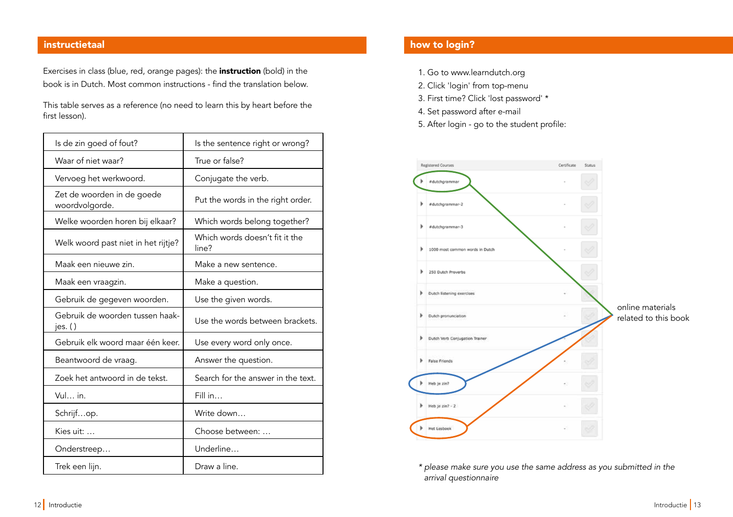## instructietaal

Exercises in class (blue, red, orange pages): the **instruction** (bold) in the book is in Dutch. Most common instructions - find the translation below.

This table serves as a reference (no need to learn this by heart before the first lesson).

| | |
|---|---|
| Is de zin goed of fout? | Is the sentence right or wrong? |
| Waar of niet waar? | True or false? |
| Vervoeg het werkwoord. | Conjugate the verb. |
| Zet de woorden in de goede woordvolgorde. | Put the words in the right order. |
| Welke woorden horen bij elkaar? | Which words belong together? |
| Welk woord past niet in het rijtje? | Which words doesn't fit it the line? |
| Maak een nieuwe zin. | Make a new sentence. |
| Maak een vraagzin. | Make a question. |
| Gebruik de gegeven woorden. | Use the given words. |
| Gebruik de woorden tussen haak-jes. ( ) | Use the words between brackets. |
| Gebruik elk woord maar één keer. | Use every word only once. |
| Beantwoord de vraag. | Answer the question. |
| Zoek het antwoord in de tekst. | Search for the answer in the text. |
| Vul… in. | Fill in… |
| Schrijf…op. | Write down… |
| Kies uit: … | Choose between: … |
| Onderstreep… | Underline… |
| Trek een lijn. | Draw a line. |

## how to login?

1. Go to www.learndutch.org
2. Click 'login' from top-menu
3. First time? Click 'lost password' *
4. Set password after e-mail
5. After login - go to the student profile:

| Registered Courses | Certificate | Status |
|---|---|---|
| #dutchgrammar | - | |
| #dutchgrammar-2 | - | |
| #dutchgrammar-3 | - | |
| 1000 most common words in Dutch | - | |
| 250 Dutch Proverbs | - | |
| Dutch listening exercises | - | |
| Dutch pronunciation | - | |
| Dutch Verb Conjugation Trainer | - | |
| False Friends | - | |
| Heb je zin? | - | |
| Heb je zin? - 2 | - | |
| Het Lesboek | - | |

online materials related to this book

*\* please make sure you use the same address as you submitted in the arrival questionnaire*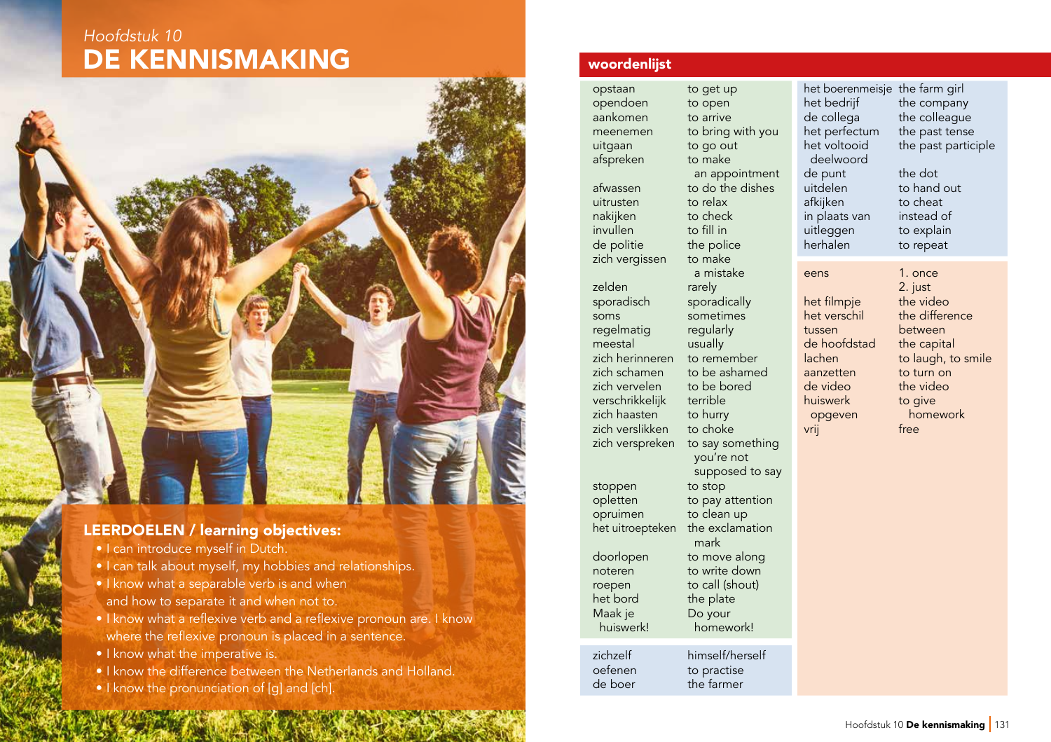*Hoofdstuk 10*

# DE KENNISMAKING

## LEERDOELEN / learning objectives:

- I can introduce myself in Dutch.
- I can talk about myself, my hobbies and relationships.
- I know what a separable verb is and when and how to separate it and when not to.
- I know what a reflexive verb and a reflexive pronoun are. I know where the reflexive pronoun is placed in a sentence.
- I know what the imperative is.
- I know the difference between the Netherlands and Holland.
- I know the pronunciation of [g] and [ch].

## woordenlijst

| | |
|---|---|
| opstaan | to get up |
| opendoen | to open |
| aankomen | to arrive |
| meenemen | to bring with you |
| uitgaan | to go out |
| afspreken | to make an appointment |
| afwassen | to do the dishes |
| uitrusten | to relax |
| nakijken | to check |
| invullen | to fill in |
| de politie | the police |
| zich vergissen | to make a mistake |
| zelden | rarely |
| sporadisch | sporadically |
| soms | sometimes |
| regelmatig | regularly |
| meestal | usually |
| zich herinneren | to remember |
| zich schamen | to be ashamed |
| zich vervelen | to be bored |
| verschrikkelijk | terrible |
| zich haasten | to hurry |
| zich verslikken | to choke |
| zich verspreken | to say something you're not supposed to say |
| stoppen | to stop |
| opletten | to pay attention |
| opruimen | to clean up |
| het uitroepteken | the exclamation mark |
| doorlopen | to move along |
| noteren | to write down |
| roepen | to call (shout) |
| het bord | the plate |
| Maak je huiswerk! | Do your homework! |

| | |
|---|---|
| zichzelf | himself/herself |
| oefenen | to practise |
| de boer | the farmer |
| het boerenmeisje | the farm girl |
| het bedrijf | the company |
| de collega | the colleague |
| het perfectum | the past tense |
| het voltooid deelwoord | the past participle |
| de punt | the dot |
| uitdelen | to hand out |
| afkijken | to cheat |
| in plaats van | instead of |
| uitleggen | to explain |
| herhalen | to repeat |

| | |
|---|---|
| eens | 1. once<br>2. just |
| het filmpje | the video |
| het verschil | the difference |
| tussen | between |
| de hoofdstad | the capital |
| lachen | to laugh, to smile |
| aanzetten | to turn on |
| de video | the video |
| huiswerk opgeven | to give homework |
| vrij | free |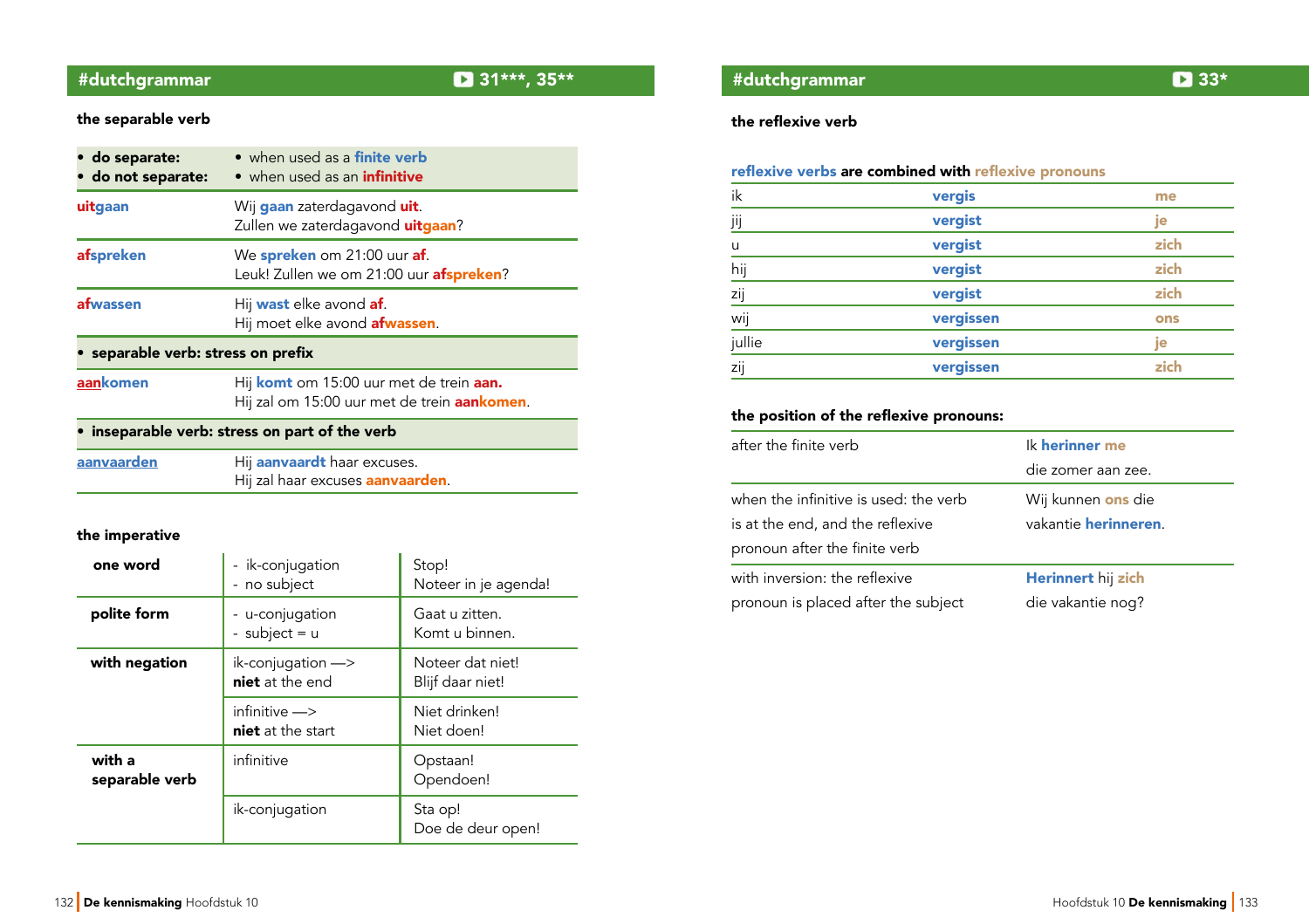## #dutchgrammar ▶ 31***, 35**

### the separable verb

| • do separate:<br>• do not separate: | • when used as a **finite verb**<br>• when used as an **infinitive** |
|---|---|
| **uitgaan** | Wij **gaan** zaterdagavond **uit**.<br>Zullen we zaterdagavond **uitgaan**? |
| **afspreken** | We **spreken** om 21:00 uur **af**.<br>Leuk! Zullen we om 21:00 uur **afspreken**? |
| **afwassen** | Hij **wast** elke avond **af**.<br>Hij moet elke avond **afwassen**. |
| **• separable verb: stress on prefix** | |
| **aankomen** | Hij **komt** om 15:00 uur met de trein **aan.**<br>Hij zal om 15:00 uur met de trein **aankomen**. |
| **• inseparable verb: stress on part of the verb** | |
| **aanvaarden** | Hij **aanvaardt** haar excuses.<br>Hij zal haar excuses **aanvaarden**. |

### the imperative

| | | |
|---|---|---|
| **one word** | - ik-conjugation<br>- no subject | Stop!<br>Noteer in je agenda! |
| **polite form** | - u-conjugation<br>- subject = u | Gaat u zitten.<br>Komt u binnen. |
| **with negation** | ik-conjugation —><br>**niet** at the end | Noteer dat niet!<br>Blijf daar niet! |
| | infinitive —><br>**niet** at the start | Niet drinken!<br>Niet doen! |
| **with a separable verb** | infinitive | Opstaan!<br>Opendoen! |
| | ik-conjugation | Sta op!<br>Doe de deur open! |

## #dutchgrammar ▶ 33*

### the reflexive verb

**reflexive verbs are combined with reflexive pronouns**

| | | |
|---|---|---|
| ik | **vergis** | **me** |
| jij | **vergist** | **je** |
| u | **vergist** | **zich** |
| hij | **vergist** | **zich** |
| zij | **vergist** | **zich** |
| wij | **vergissen** | **ons** |
| jullie | **vergissen** | **je** |
| zij | **vergissen** | **zich** |

**the position of the reflexive pronouns:**

| | |
|---|---|
| after the finite verb | Ik **herinner me** die zomer aan zee. |
| when the infinitive is used: the verb is at the end, and the reflexive pronoun after the finite verb | Wij kunnen **ons** die vakantie **herinneren**. |
| with inversion: the reflexive pronoun is placed after the subject | **Herinnert** hij **zich** die vakantie nog? |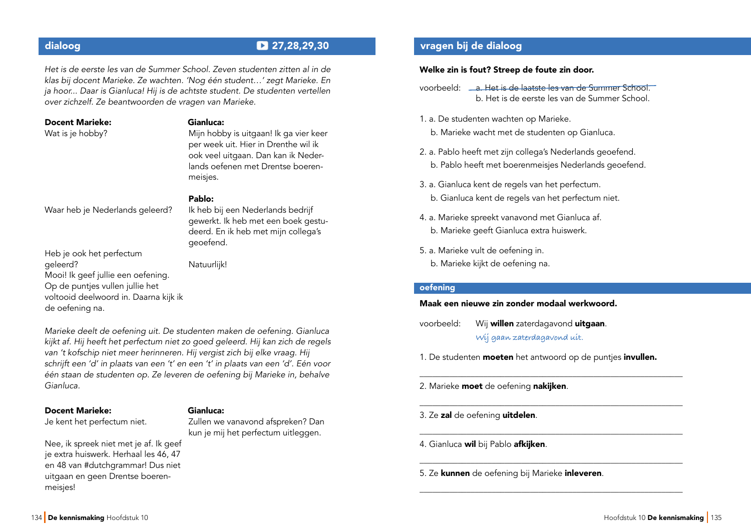## dialoog

▶ 27,28,29,30

*Het is de eerste les van de Summer School. Zeven studenten zitten al in de klas bij docent Marieke. Ze wachten. 'Nog één student…' zegt Marieke. En ja hoor... Daar is Gianluca! Hij is de achtste student. De studenten vertellen over zichzelf. Ze beantwoorden de vragen van Marieke.*

**Docent Marieke:**
Wat is je hobby?

**Gianluca:**
Mijn hobby is uitgaan! Ik ga vier keer per week uit. Hier in Drenthe wil ik ook veel uitgaan. Dan kan ik Nederlands oefenen met Drentse boerenmeisjes.

Waar heb je Nederlands geleerd?

**Pablo:**
Ik heb bij een Nederlands bedrijf gewerkt. Ik heb met een boek gestudeerd. En ik heb met mijn collega's geoefend.

Heb je ook het perfectum geleerd?

Natuurlijk!

Mooi! Ik geef jullie een oefening. Op de puntjes vullen jullie het voltooid deelwoord in. Daarna kijk ik de oefening na.

*Marieke deelt de oefening uit. De studenten maken de oefening. Gianluca kijkt af. Hij heeft het perfectum niet zo goed geleerd. Hij kan zich de regels van 't kofschip niet meer herinneren. Hij vergist zich bij elke vraag. Hij schrijft een 'd' in plaats van een 't' en een 't' in plaats van een 'd'. Eén voor één staan de studenten op. Ze leveren de oefening bij Marieke in, behalve Gianluca.*

**Docent Marieke:**
Je kent het perfectum niet.

**Gianluca:**
Zullen we vanavond afspreken? Dan kun je mij het perfectum uitleggen.

Nee, ik spreek niet met je af. Ik geef je extra huiswerk. Herhaal les 46, 47 en 48 van #dutchgrammar! Dus niet uitgaan en geen Drentse boerenmeisjes!

## vragen bij de dialoog

**Welke zin is fout? Streep de foute zin door.**

voorbeeld: a. ~~Het is de laatste les van de Summer School.~~
b. Het is de eerste les van de Summer School.

1. a. De studenten wachten op Marieke.
   b. Marieke wacht met de studenten op Gianluca.
2. a. Pablo heeft met zijn collega's Nederlands geoefend.
   b. Pablo heeft met boerenmeisjes Nederlands geoefend.
3. a. Gianluca kent de regels van het perfectum.
   b. Gianluca kent de regels van het perfectum niet.
4. a. Marieke spreekt vanavond met Gianluca af.
   b. Marieke geeft Gianluca extra huiswerk.
5. a. Marieke vult de oefening in.
   b. Marieke kijkt de oefening na.

## oefening

**Maak een nieuwe zin zonder modaal werkwoord.**

voorbeeld: Wij **willen** zaterdagavond **uitgaan**.
*Wij gaan zaterdagavond uit.*

1. De studenten **moeten** het antwoord op de puntjes **invullen.**

   ______________________________________

2. Marieke **moet** de oefening **nakijken**.

   ______________________________________

3. Ze **zal** de oefening **uitdelen**.

   ______________________________________

4. Gianluca **wil** bij Pablo **afkijken**.

   ______________________________________

5. Ze **kunnen** de oefening bij Marieke **inleveren**.

   ______________________________________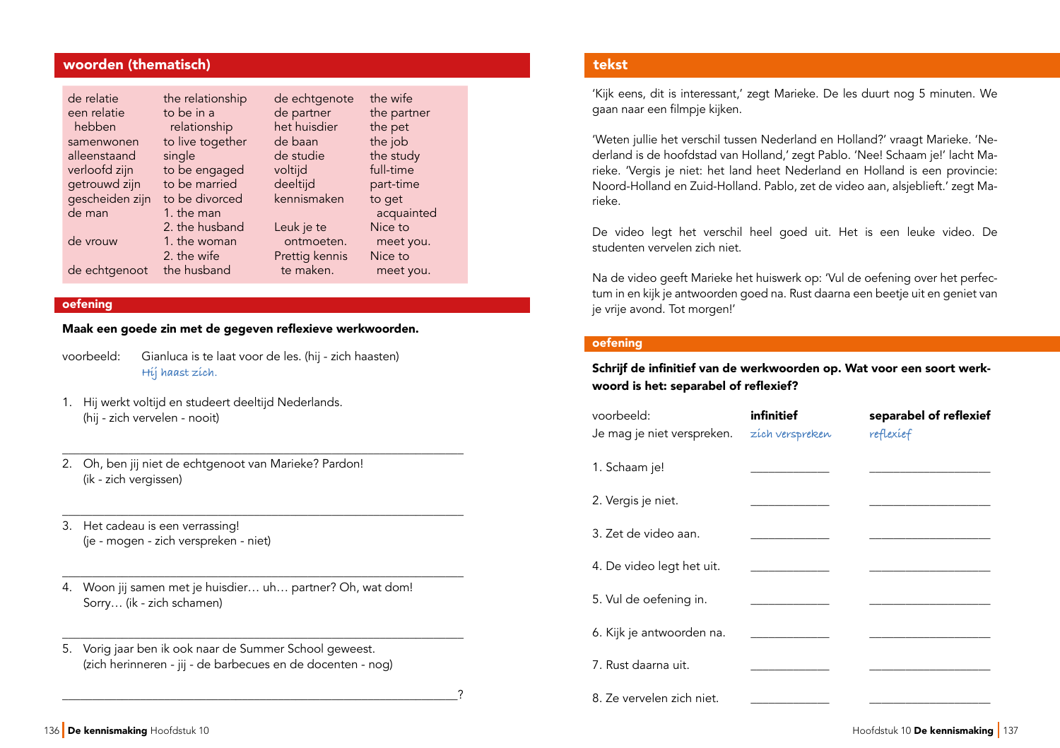## woorden (thematisch)

| | | | |
|---|---|---|---|
| de relatie | the relationship | de echtgenote | the wife |
| een relatie hebben | to be in a relationship | de partner | the partner |
| samenwonen | to live together | het huisdier | the pet |
| alleenstaand | single | de baan | the job |
| verloofd zijn | to be engaged | de studie | the study |
| getrouwd zijn | to be married | voltijd | full-time |
| gescheiden zijn | to be divorced | deeltijd | part-time |
| de man | 1. the man<br>2. the husband | kennismaken | to get acquainted |
| de vrouw | 1. the woman<br>2. the wife | Leuk je te ontmoeten. | Nice to meet you. |
| de echtgenoot | the husband | Prettig kennis te maken. | Nice to meet you. |

### oefening

**Maak een goede zin met de gegeven reflexieve werkwoorden.**

voorbeeld: Gianluca is te laat voor de les. (hij - zich haasten)
*Hij haast zich.*

1. Hij werkt voltijd en studeert deeltijd Nederlands.
   (hij - zich vervelen - nooit)

   ______________________________________________

2. Oh, ben jij niet de echtgenoot van Marieke? Pardon!
   (ik - zich vergissen)

   ______________________________________________

3. Het cadeau is een verrassing!
   (je - mogen - zich verspreken - niet)

   ______________________________________________

4. Woon jij samen met je huisdier… uh… partner? Oh, wat dom!
   Sorry… (ik - zich schamen)

   ______________________________________________

5. Vorig jaar ben ik ook naar de Summer School geweest.
   (zich herinneren - jij - de barbecues en de docenten - nog)

   ______________________________________________?

## tekst

'Kijk eens, dit is interessant,' zegt Marieke. De les duurt nog 5 minuten. We gaan naar een filmpje kijken.

'Weten jullie het verschil tussen Nederland en Holland?' vraagt Marieke. 'Nederland is de hoofdstad van Holland,' zegt Pablo. 'Nee! Schaam je!' lacht Marieke. 'Vergis je niet: het land heet Nederland en Holland is een provincie: Noord-Holland en Zuid-Holland. Pablo, zet de video aan, alsjeblieft.' zegt Marieke.

De video legt het verschil heel goed uit. Het is een leuke video. De studenten vervelen zich niet.

Na de video geeft Marieke het huiswerk op: 'Vul de oefening over het perfectum in en kijk je antwoorden goed na. Rust daarna een beetje uit en geniet van je vrije avond. Tot morgen!'

### oefening

**Schrijf de infinitief van de werkwoorden op. Wat voor een soort werkwoord is het: separabel of reflexief?**

| voorbeeld: | **infinitief** | **separabel of reflexief** |
|---|---|---|
| Je mag je niet verspreken. | *zich verspreken* | *reflexief* |
| 1. Schaam je! | __________ | ______________ |
| 2. Vergis je niet. | __________ | ______________ |
| 3. Zet de video aan. | __________ | ______________ |
| 4. De video legt het uit. | __________ | ______________ |
| 5. Vul de oefening in. | __________ | ______________ |
| 6. Kijk je antwoorden na. | __________ | ______________ |
| 7. Rust daarna uit. | __________ | ______________ |
| 8. Ze vervelen zich niet. | __________ | ______________ |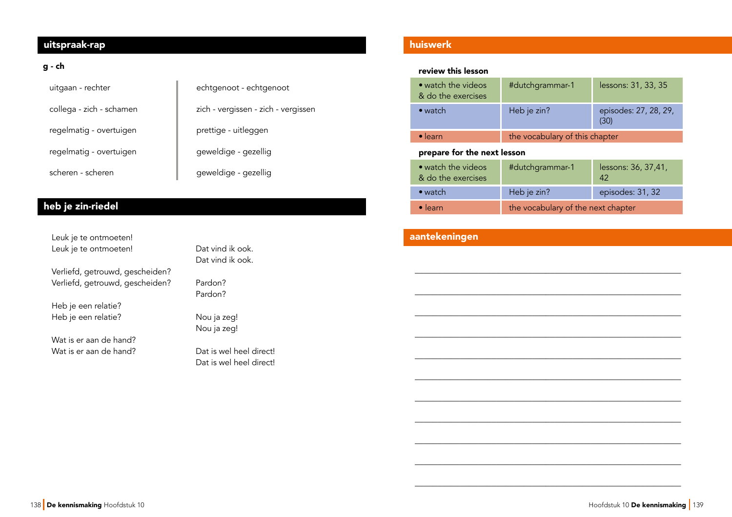## uitspraak-rap

**g - ch**

uitgaan - rechter

collega - zich - schamen

regelmatig - overtuigen

regelmatig - overtuigen

scheren - scheren

echtgenoot - echtgenoot

zich - vergissen - zich - vergissen

prettige - uitleggen

geweldige - gezellig

geweldige - gezellig

## heb je zin-riedel

Leuk je te ontmoeten!
Leuk je te ontmoeten!

Dat vind ik ook.
Dat vind ik ook.

Verliefd, getrouwd, gescheiden?
Verliefd, getrouwd, gescheiden?

Pardon?
Pardon?

Heb je een relatie?
Heb je een relatie?

Nou ja zeg!
Nou ja zeg!

Wat is er aan de hand?
Wat is er aan de hand?

Dat is wel heel direct!
Dat is wel heel direct!

## huiswerk

**review this lesson**

| | | |
|---|---|---|
| • watch the videos & do the exercises | #dutchgrammar-1 | lessons: 31, 33, 35 |
| • watch | Heb je zin? | episodes: 27, 28, 29, (30) |
| • learn | the vocabulary of this chapter | |

**prepare for the next lesson**

| | | |
|---|---|---|
| • watch the videos & do the exercises | #dutchgrammar-1 | lessons: 36, 37,41, 42 |
| • watch | Heb je zin? | episodes: 31, 32 |
| • learn | the vocabulary of the next chapter | |

## aantekeningen

___________________________________________

___________________________________________

___________________________________________

___________________________________________

___________________________________________

___________________________________________

___________________________________________

___________________________________________

___________________________________________

___________________________________________

___________________________________________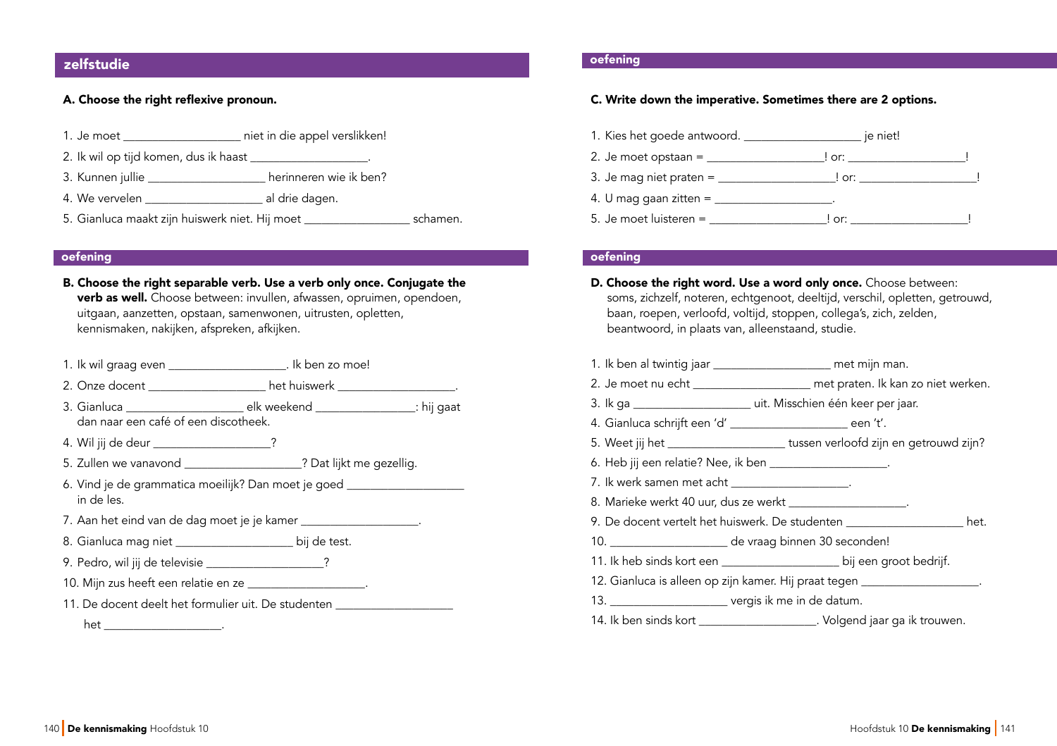## zelfstudie

**A. Choose the right reflexive pronoun.**

1. Je moet ___________________ niet in die appel verslikken!
2. Ik wil op tijd komen, dus ik haast ___________________.
3. Kunnen jullie ___________________ herinneren wie ik ben?
4. We vervelen ___________________ al drie dagen.
5. Gianluca maakt zijn huiswerk niet. Hij moet _________________ schamen.

### oefening

**B. Choose the right separable verb. Use a verb only once. Conjugate the verb as well.** Choose between: invullen, afwassen, opruimen, opendoen, uitgaan, aanzetten, opstaan, samenwonen, uitrusten, opletten, kennismaken, nakijken, afspreken, afkijken.

1. Ik wil graag even ___________________. Ik ben zo moe!
2. Onze docent ___________________ het huiswerk ___________________.
3. Gianluca ___________________ elk weekend _________________: hij gaat dan naar een café of een discotheek.
4. Wil jij de deur ___________________?
5. Zullen we vanavond ___________________? Dat lijkt me gezellig.
6. Vind je de grammatica moeilijk? Dan moet je goed ___________________ in de les.
7. Aan het eind van de dag moet je je kamer ___________________.
8. Gianluca mag niet ___________________ bij de test.
9. Pedro, wil jij de televisie ___________________?
10. Mijn zus heeft een relatie en ze ___________________.
11. De docent deelt het formulier uit. De studenten ___________________ het ___________________.

### oefening

**C. Write down the imperative. Sometimes there are 2 options.**

1. Kies het goede antwoord. ___________________ je niet!
2. Je moet opstaan = ___________________! or: ___________________!
3. Je mag niet praten = ___________________! or: ___________________!
4. U mag gaan zitten = ___________________.
5. Je moet luisteren = ___________________! or: ___________________!

### oefening

**D. Choose the right word. Use a word only once.** Choose between: soms, zichzelf, noteren, echtgenoot, deeltijd, verschil, opletten, getrouwd, baan, roepen, verloofd, voltijd, stoppen, collega's, zich, zelden, beantwoord, in plaats van, alleenstaand, studie.

1. Ik ben al twintig jaar ___________________ met mijn man.
2. Je moet nu echt ___________________ met praten. Ik kan zo niet werken.
3. Ik ga ___________________ uit. Misschien één keer per jaar.
4. Gianluca schrijft een 'd' ___________________ een 't'.
5. Weet jij het ___________________ tussen verloofd zijn en getrouwd zijn?
6. Heb jij een relatie? Nee, ik ben ___________________.
7. Ik werk samen met acht ___________________.
8. Marieke werkt 40 uur, dus ze werkt ___________________.
9. De docent vertelt het huiswerk. De studenten ___________________ het.
10. ___________________ de vraag binnen 30 seconden!
11. Ik heb sinds kort een ___________________ bij een groot bedrijf.
12. Gianluca is alleen op zijn kamer. Hij praat tegen ___________________.
13. ___________________ vergis ik me in de datum.
14. Ik ben sinds kort ___________________. Volgend jaar ga ik trouwen.